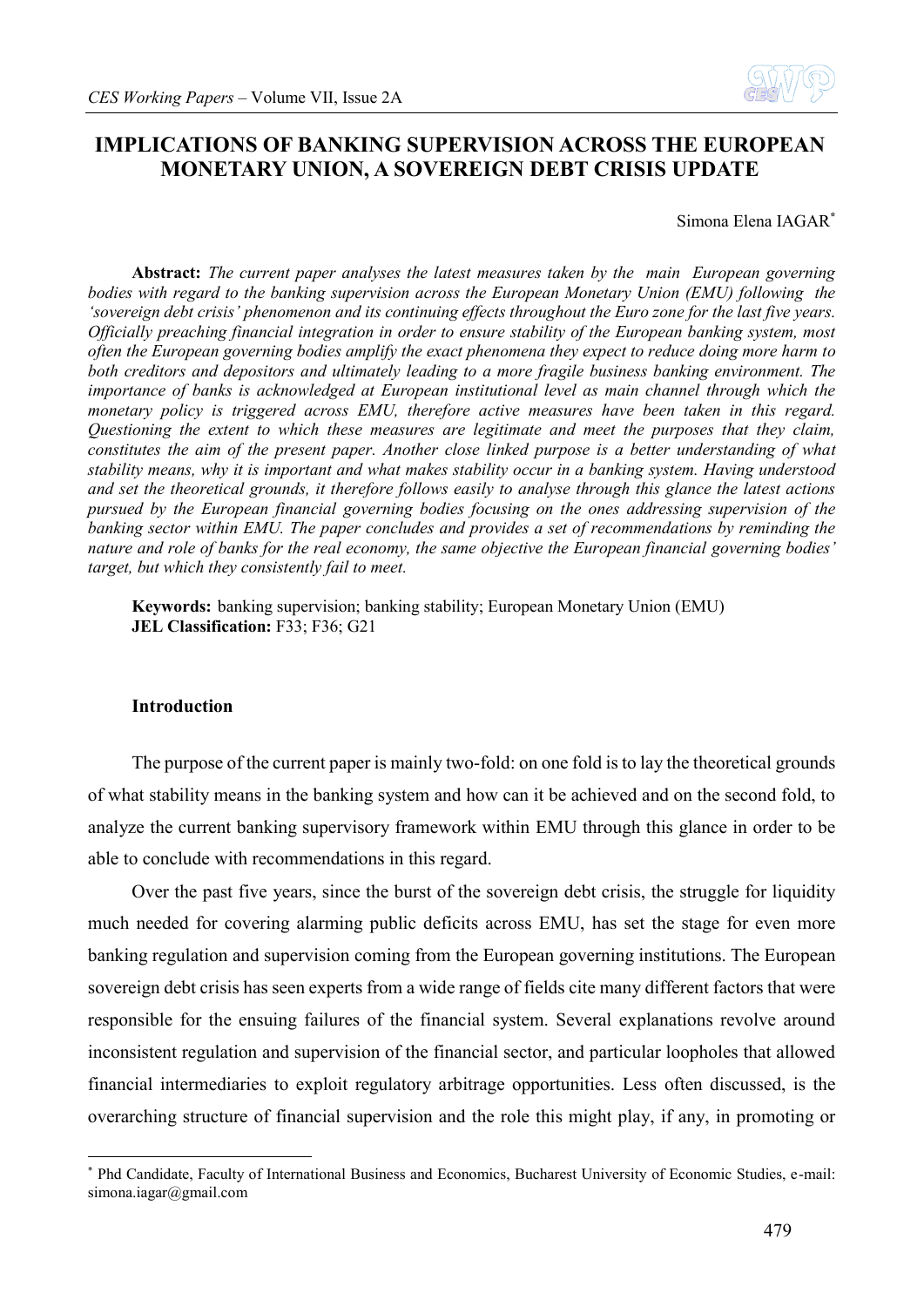# IMPLICATIONS OF BANKING SUPERVISION ACROSS THE EUROPEAN MONETARY UNION, A SOVEREIGN DEBT CRISIS UPDATE

Simona Elena IAGAR[*]

**Abstract:** *The current paper analyses the latest measures taken by the main European governing bodies with regard to the banking supervision across the European Monetary Union (EMU) following the 'sovereign debt crisis' phenomenon and its continuing effects throughout the Euro zone for the last five years. Officially preaching financial integration in order to ensure stability of the European banking system, most often the European governing bodies amplify the exact phenomena they expect to reduce doing more harm to both creditors and depositors and ultimately leading to a more fragile business banking environment. The importance of banks is acknowledged at European institutional level as main channel through which the monetary policy is triggered across EMU, therefore active measures have been taken in this regard. Questioning the extent to which these measures are legitimate and meet the purposes that they claim, constitutes the aim of the present paper. Another close linked purpose is a better understanding of what stability means, why it is important and what makes stability occur in a banking system. Having understood and set the theoretical grounds, it therefore follows easily to analyse through this glance the latest actions pursued by the European financial governing bodies focusing on the ones addressing supervision of the banking sector within EMU. The paper concludes and provides a set of recommendations by reminding the nature and role of banks for the real economy, the same objective the European financial governing bodies' target, but which they consistently fail to meet.*

**Keywords:** banking supervision; banking stability; European Monetary Union (EMU)
**JEL Classification:** F33; F36; G21

## Introduction

The purpose of the current paper is mainly two-fold: on one fold is to lay the theoretical grounds of what stability means in the banking system and how can it be achieved and on the second fold, to analyze the current banking supervisory framework within EMU through this glance in order to be able to conclude with recommendations in this regard.

Over the past five years, since the burst of the sovereign debt crisis, the struggle for liquidity much needed for covering alarming public deficits across EMU, has set the stage for even more banking regulation and supervision coming from the European governing institutions. The European sovereign debt crisis has seen experts from a wide range of fields cite many different factors that were responsible for the ensuing failures of the financial system. Several explanations revolve around inconsistent regulation and supervision of the financial sector, and particular loopholes that allowed financial intermediaries to exploit regulatory arbitrage opportunities. Less often discussed, is the overarching structure of financial supervision and the role this might play, if any, in promoting or

[*] Phd Candidate, Faculty of International Business and Economics, Bucharest University of Economic Studies, e-mail: simona.iagar@gmail.com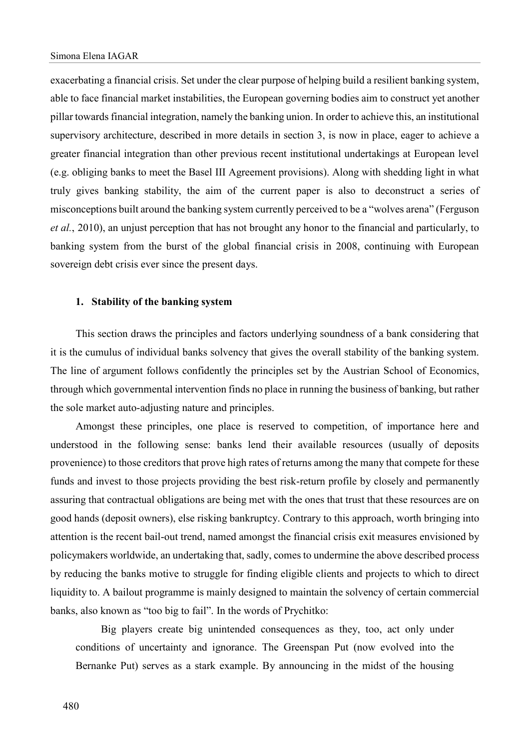exacerbating a financial crisis. Set under the clear purpose of helping build a resilient banking system, able to face financial market instabilities, the European governing bodies aim to construct yet another pillar towards financial integration, namely the banking union. In order to achieve this, an institutional supervisory architecture, described in more details in section 3, is now in place, eager to achieve a greater financial integration than other previous recent institutional undertakings at European level (e.g. obliging banks to meet the Basel III Agreement provisions). Along with shedding light in what truly gives banking stability, the aim of the current paper is also to deconstruct a series of misconceptions built around the banking system currently perceived to be a "wolves arena" (Ferguson *et al.*, 2010), an unjust perception that has not brought any honor to the financial and particularly, to banking system from the burst of the global financial crisis in 2008, continuing with European sovereign debt crisis ever since the present days.

## 1. Stability of the banking system

This section draws the principles and factors underlying soundness of a bank considering that it is the cumulus of individual banks solvency that gives the overall stability of the banking system. The line of argument follows confidently the principles set by the Austrian School of Economics, through which governmental intervention finds no place in running the business of banking, but rather the sole market auto-adjusting nature and principles.

Amongst these principles, one place is reserved to competition, of importance here and understood in the following sense: banks lend their available resources (usually of deposits provenience) to those creditors that prove high rates of returns among the many that compete for these funds and invest to those projects providing the best risk-return profile by closely and permanently assuring that contractual obligations are being met with the ones that trust that these resources are on good hands (deposit owners), else risking bankruptcy. Contrary to this approach, worth bringing into attention is the recent bail-out trend, named amongst the financial crisis exit measures envisioned by policymakers worldwide, an undertaking that, sadly, comes to undermine the above described process by reducing the banks motive to struggle for finding eligible clients and projects to which to direct liquidity to. A bailout programme is mainly designed to maintain the solvency of certain commercial banks, also known as "too big to fail". In the words of Prychitko:

> Big players create big unintended consequences as they, too, act only under conditions of uncertainty and ignorance. The Greenspan Put (now evolved into the Bernanke Put) serves as a stark example. By announcing in the midst of the housing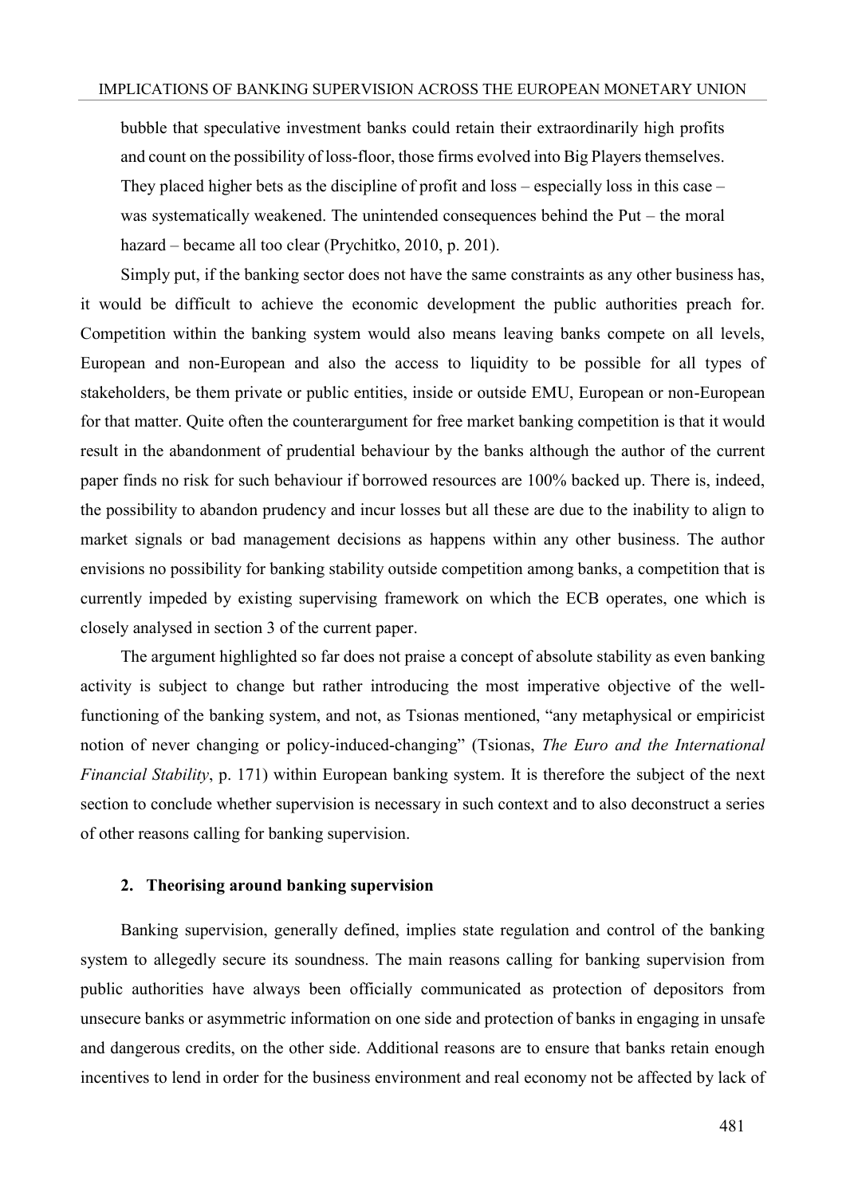bubble that speculative investment banks could retain their extraordinarily high profits and count on the possibility of loss-floor, those firms evolved into Big Players themselves. They placed higher bets as the discipline of profit and loss – especially loss in this case – was systematically weakened. The unintended consequences behind the Put – the moral hazard – became all too clear (Prychitko, 2010, p. 201).

Simply put, if the banking sector does not have the same constraints as any other business has, it would be difficult to achieve the economic development the public authorities preach for. Competition within the banking system would also means leaving banks compete on all levels, European and non-European and also the access to liquidity to be possible for all types of stakeholders, be them private or public entities, inside or outside EMU, European or non-European for that matter. Quite often the counterargument for free market banking competition is that it would result in the abandonment of prudential behaviour by the banks although the author of the current paper finds no risk for such behaviour if borrowed resources are 100% backed up. There is, indeed, the possibility to abandon prudency and incur losses but all these are due to the inability to align to market signals or bad management decisions as happens within any other business. The author envisions no possibility for banking stability outside competition among banks, a competition that is currently impeded by existing supervising framework on which the ECB operates, one which is closely analysed in section 3 of the current paper.

The argument highlighted so far does not praise a concept of absolute stability as even banking activity is subject to change but rather introducing the most imperative objective of the well-functioning of the banking system, and not, as Tsionas mentioned, "any metaphysical or empiricist notion of never changing or policy-induced-changing" (Tsionas, *The Euro and the International Financial Stability*, p. 171) within European banking system. It is therefore the subject of the next section to conclude whether supervision is necessary in such context and to also deconstruct a series of other reasons calling for banking supervision.

## 2. Theorising around banking supervision

Banking supervision, generally defined, implies state regulation and control of the banking system to allegedly secure its soundness. The main reasons calling for banking supervision from public authorities have always been officially communicated as protection of depositors from unsecure banks or asymmetric information on one side and protection of banks in engaging in unsafe and dangerous credits, on the other side. Additional reasons are to ensure that banks retain enough incentives to lend in order for the business environment and real economy not be affected by lack of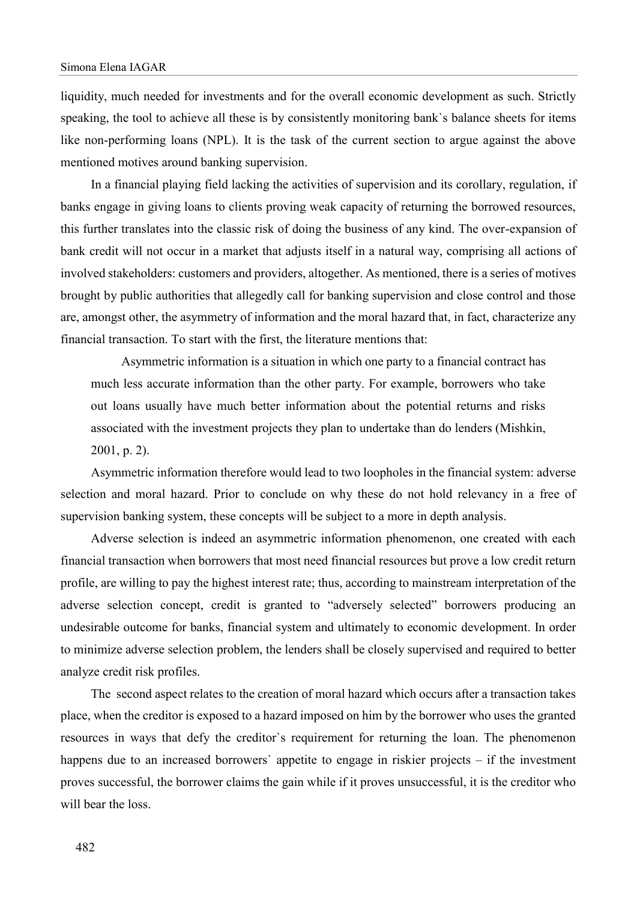liquidity, much needed for investments and for the overall economic development as such. Strictly speaking, the tool to achieve all these is by consistently monitoring bank`s balance sheets for items like non-performing loans (NPL). It is the task of the current section to argue against the above mentioned motives around banking supervision.

In a financial playing field lacking the activities of supervision and its corollary, regulation, if banks engage in giving loans to clients proving weak capacity of returning the borrowed resources, this further translates into the classic risk of doing the business of any kind. The over-expansion of bank credit will not occur in a market that adjusts itself in a natural way, comprising all actions of involved stakeholders: customers and providers, altogether. As mentioned, there is a series of motives brought by public authorities that allegedly call for banking supervision and close control and those are, amongst other, the asymmetry of information and the moral hazard that, in fact, characterize any financial transaction. To start with the first, the literature mentions that:

> Asymmetric information is a situation in which one party to a financial contract has much less accurate information than the other party. For example, borrowers who take out loans usually have much better information about the potential returns and risks associated with the investment projects they plan to undertake than do lenders (Mishkin, 2001, p. 2).

Asymmetric information therefore would lead to two loopholes in the financial system: adverse selection and moral hazard. Prior to conclude on why these do not hold relevancy in a free of supervision banking system, these concepts will be subject to a more in depth analysis.

Adverse selection is indeed an asymmetric information phenomenon, one created with each financial transaction when borrowers that most need financial resources but prove a low credit return profile, are willing to pay the highest interest rate; thus, according to mainstream interpretation of the adverse selection concept, credit is granted to "adversely selected" borrowers producing an undesirable outcome for banks, financial system and ultimately to economic development. In order to minimize adverse selection problem, the lenders shall be closely supervised and required to better analyze credit risk profiles.

The second aspect relates to the creation of moral hazard which occurs after a transaction takes place, when the creditor is exposed to a hazard imposed on him by the borrower who uses the granted resources in ways that defy the creditor`s requirement for returning the loan. The phenomenon happens due to an increased borrowers` appetite to engage in riskier projects – if the investment proves successful, the borrower claims the gain while if it proves unsuccessful, it is the creditor who will bear the loss.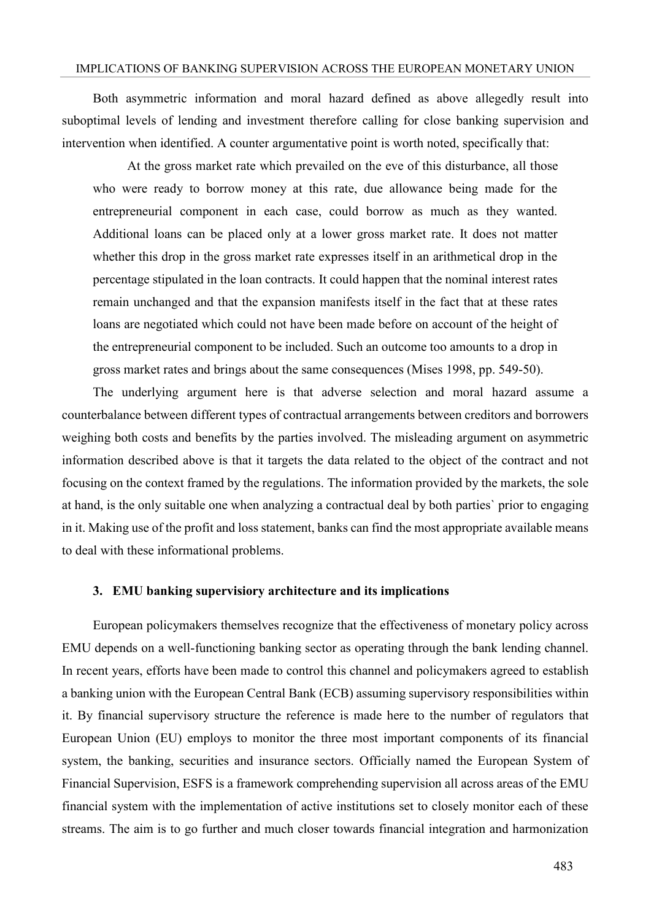Both asymmetric information and moral hazard defined as above allegedly result into suboptimal levels of lending and investment therefore calling for close banking supervision and intervention when identified. A counter argumentative point is worth noted, specifically that:

> At the gross market rate which prevailed on the eve of this disturbance, all those who were ready to borrow money at this rate, due allowance being made for the entrepreneurial component in each case, could borrow as much as they wanted. Additional loans can be placed only at a lower gross market rate. It does not matter whether this drop in the gross market rate expresses itself in an arithmetical drop in the percentage stipulated in the loan contracts. It could happen that the nominal interest rates remain unchanged and that the expansion manifests itself in the fact that at these rates loans are negotiated which could not have been made before on account of the height of the entrepreneurial component to be included. Such an outcome too amounts to a drop in gross market rates and brings about the same consequences (Mises 1998, pp. 549-50).

The underlying argument here is that adverse selection and moral hazard assume a counterbalance between different types of contractual arrangements between creditors and borrowers weighing both costs and benefits by the parties involved. The misleading argument on asymmetric information described above is that it targets the data related to the object of the contract and not focusing on the context framed by the regulations. The information provided by the markets, the sole at hand, is the only suitable one when analyzing a contractual deal by both parties` prior to engaging in it. Making use of the profit and loss statement, banks can find the most appropriate available means to deal with these informational problems.

### 3. EMU banking supervisiory architecture and its implications

European policymakers themselves recognize that the effectiveness of monetary policy across EMU depends on a well-functioning banking sector as operating through the bank lending channel. In recent years, efforts have been made to control this channel and policymakers agreed to establish a banking union with the European Central Bank (ECB) assuming supervisory responsibilities within it. By financial supervisory structure the reference is made here to the number of regulators that European Union (EU) employs to monitor the three most important components of its financial system, the banking, securities and insurance sectors. Officially named the European System of Financial Supervision, ESFS is a framework comprehending supervision all across areas of the EMU financial system with the implementation of active institutions set to closely monitor each of these streams. The aim is to go further and much closer towards financial integration and harmonization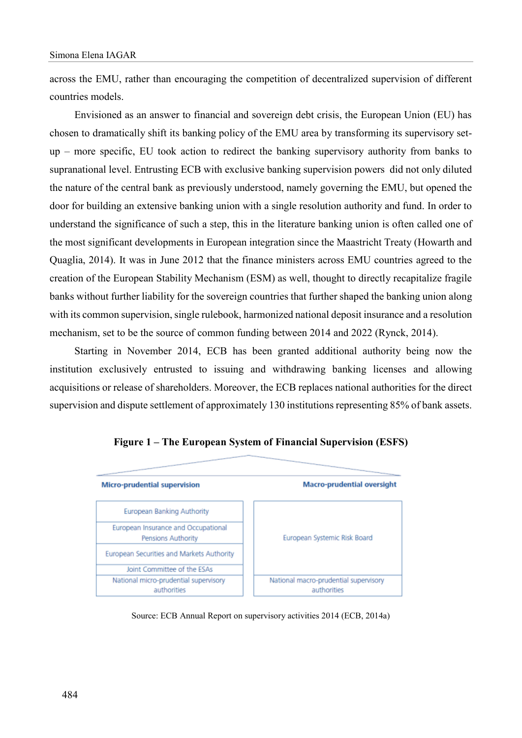across the EMU, rather than encouraging the competition of decentralized supervision of different countries models.

Envisioned as an answer to financial and sovereign debt crisis, the European Union (EU) has chosen to dramatically shift its banking policy of the EMU area by transforming its supervisory set-up – more specific, EU took action to redirect the banking supervisory authority from banks to supranational level. Entrusting ECB with exclusive banking supervision powers did not only diluted the nature of the central bank as previously understood, namely governing the EMU, but opened the door for building an extensive banking union with a single resolution authority and fund. In order to understand the significance of such a step, this in the literature banking union is often called one of the most significant developments in European integration since the Maastricht Treaty (Howarth and Quaglia, 2014). It was in June 2012 that the finance ministers across EMU countries agreed to the creation of the European Stability Mechanism (ESM) as well, thought to directly recapitalize fragile banks without further liability for the sovereign countries that further shaped the banking union along with its common supervision, single rulebook, harmonized national deposit insurance and a resolution mechanism, set to be the source of common funding between 2014 and 2022 (Rynck, 2014).

Starting in November 2014, ECB has been granted additional authority being now the institution exclusively entrusted to issuing and withdrawing banking licenses and allowing acquisitions or release of shareholders. Moreover, the ECB replaces national authorities for the direct supervision and dispute settlement of approximately 130 institutions representing 85% of bank assets.

**Figure 1 – The European System of Financial Supervision (ESFS)**

| Micro-prudential supervision | Macro-prudential oversight |
|---|---|
| European Banking Authority | European Systemic Risk Board |
| European Insurance and Occupational Pensions Authority | |
| European Securities and Markets Authority | |
| Joint Committee of the ESAs | |
| National micro-prudential supervisory authorities | National macro-prudential supervisory authorities |

Source: ECB Annual Report on supervisory activities 2014 (ECB, 2014a)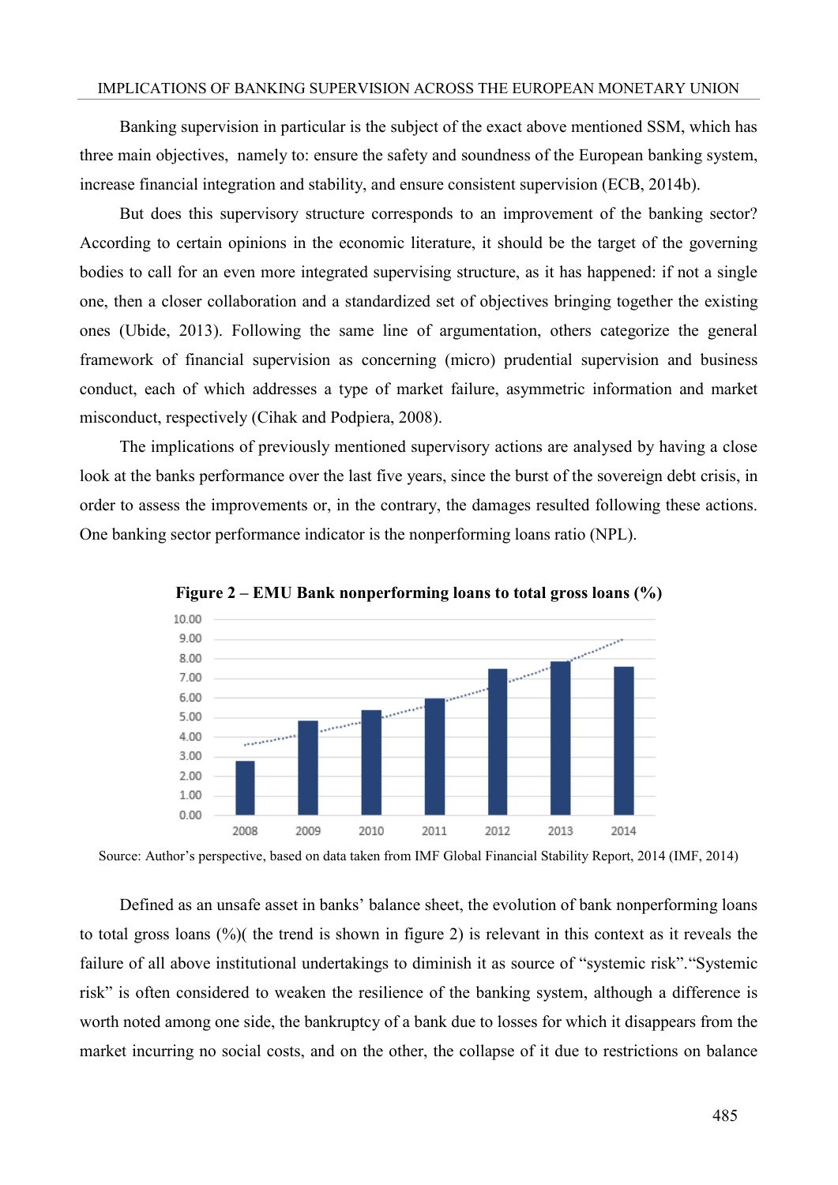Banking supervision in particular is the subject of the exact above mentioned SSM, which has three main objectives, namely to: ensure the safety and soundness of the European banking system, increase financial integration and stability, and ensure consistent supervision (ECB, 2014b).

But does this supervisory structure corresponds to an improvement of the banking sector? According to certain opinions in the economic literature, it should be the target of the governing bodies to call for an even more integrated supervising structure, as it has happened: if not a single one, then a closer collaboration and a standardized set of objectives bringing together the existing ones (Ubide, 2013). Following the same line of argumentation, others categorize the general framework of financial supervision as concerning (micro) prudential supervision and business conduct, each of which addresses a type of market failure, asymmetric information and market misconduct, respectively (Cihak and Podpiera, 2008).

The implications of previously mentioned supervisory actions are analysed by having a close look at the banks performance over the last five years, since the burst of the sovereign debt crisis, in order to assess the improvements or, in the contrary, the damages resulted following these actions. One banking sector performance indicator is the nonperforming loans ratio (NPL).

**Figure 2 – EMU Bank nonperforming loans to total gross loans (%)**

Source: Author's perspective, based on data taken from IMF Global Financial Stability Report, 2014 (IMF, 2014)

Defined as an unsafe asset in banks' balance sheet, the evolution of bank nonperforming loans to total gross loans (%)( the trend is shown in figure 2) is relevant in this context as it reveals the failure of all above institutional undertakings to diminish it as source of "systemic risk"."Systemic risk" is often considered to weaken the resilience of the banking system, although a difference is worth noted among one side, the bankruptcy of a bank due to losses for which it disappears from the market incurring no social costs, and on the other, the collapse of it due to restrictions on balance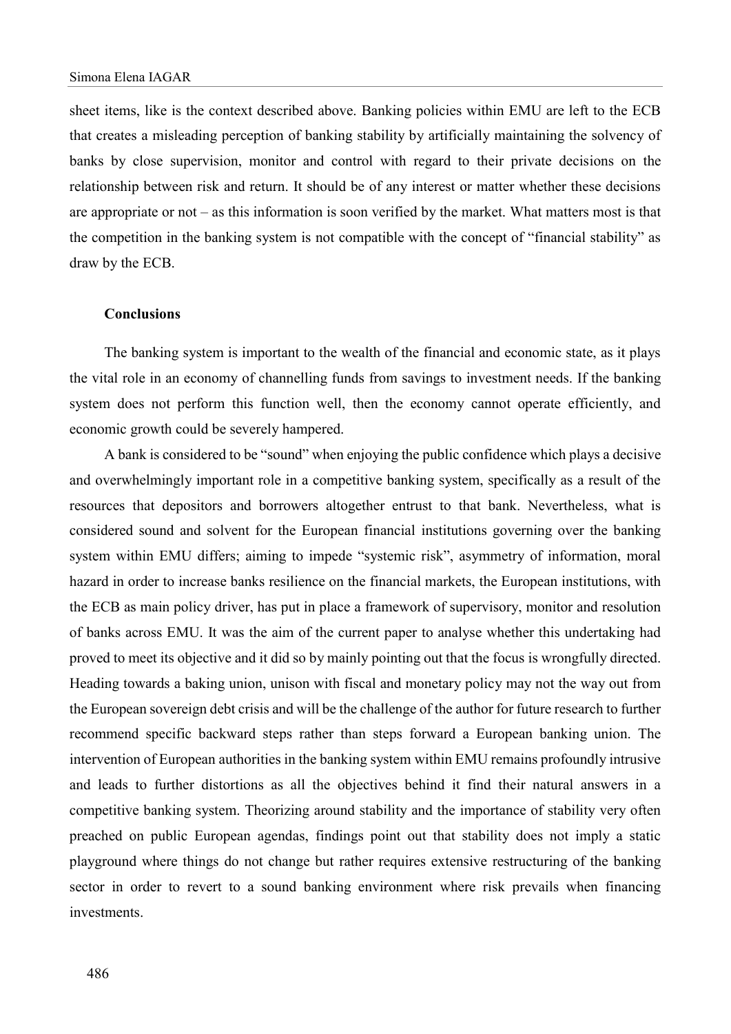sheet items, like is the context described above. Banking policies within EMU are left to the ECB that creates a misleading perception of banking stability by artificially maintaining the solvency of banks by close supervision, monitor and control with regard to their private decisions on the relationship between risk and return. It should be of any interest or matter whether these decisions are appropriate or not – as this information is soon verified by the market. What matters most is that the competition in the banking system is not compatible with the concept of "financial stability" as draw by the ECB.

## Conclusions

The banking system is important to the wealth of the financial and economic state, as it plays the vital role in an economy of channelling funds from savings to investment needs. If the banking system does not perform this function well, then the economy cannot operate efficiently, and economic growth could be severely hampered.

A bank is considered to be "sound" when enjoying the public confidence which plays a decisive and overwhelmingly important role in a competitive banking system, specifically as a result of the resources that depositors and borrowers altogether entrust to that bank. Nevertheless, what is considered sound and solvent for the European financial institutions governing over the banking system within EMU differs; aiming to impede "systemic risk", asymmetry of information, moral hazard in order to increase banks resilience on the financial markets, the European institutions, with the ECB as main policy driver, has put in place a framework of supervisory, monitor and resolution of banks across EMU. It was the aim of the current paper to analyse whether this undertaking had proved to meet its objective and it did so by mainly pointing out that the focus is wrongfully directed. Heading towards a baking union, unison with fiscal and monetary policy may not the way out from the European sovereign debt crisis and will be the challenge of the author for future research to further recommend specific backward steps rather than steps forward a European banking union. The intervention of European authorities in the banking system within EMU remains profoundly intrusive and leads to further distortions as all the objectives behind it find their natural answers in a competitive banking system. Theorizing around stability and the importance of stability very often preached on public European agendas, findings point out that stability does not imply a static playground where things do not change but rather requires extensive restructuring of the banking sector in order to revert to a sound banking environment where risk prevails when financing investments.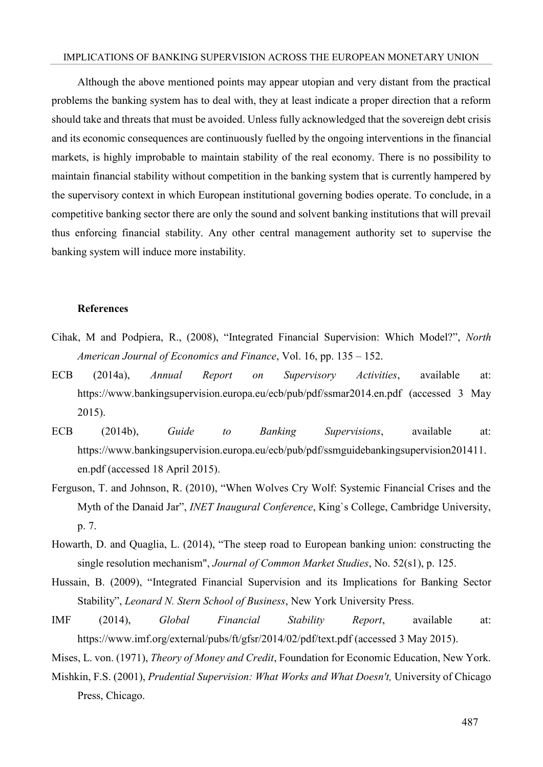Although the above mentioned points may appear utopian and very distant from the practical problems the banking system has to deal with, they at least indicate a proper direction that a reform should take and threats that must be avoided. Unless fully acknowledged that the sovereign debt crisis and its economic consequences are continuously fuelled by the ongoing interventions in the financial markets, is highly improbable to maintain stability of the real economy. There is no possibility to maintain financial stability without competition in the banking system that is currently hampered by the supervisory context in which European institutional governing bodies operate. To conclude, in a competitive banking sector there are only the sound and solvent banking institutions that will prevail thus enforcing financial stability. Any other central management authority set to supervise the banking system will induce more instability.

### References

Cihak, M and Podpiera, R., (2008), "Integrated Financial Supervision: Which Model?", *North American Journal of Economics and Finance*, Vol. 16, pp. 135 – 152.

ECB (2014a), *Annual Report on Supervisory Activities*, available at: https://www.bankingsupervision.europa.eu/ecb/pub/pdf/ssmar2014.en.pdf (accessed 3 May 2015).

ECB (2014b), *Guide to Banking Supervisions*, available at: https://www.bankingsupervision.europa.eu/ecb/pub/pdf/ssmguidebankingsupervision201411.en.pdf (accessed 18 April 2015).

Ferguson, T. and Johnson, R. (2010), "When Wolves Cry Wolf: Systemic Financial Crises and the Myth of the Danaid Jar", *INET Inaugural Conference*, King`s College, Cambridge University, p. 7.

Howarth, D. and Quaglia, L. (2014), "The steep road to European banking union: constructing the single resolution mechanism", *Journal of Common Market Studies*, No. 52(s1), p. 125.

Hussain, B. (2009), "Integrated Financial Supervision and its Implications for Banking Sector Stability", *Leonard N. Stern School of Business*, New York University Press.

IMF (2014), *Global Financial Stability Report*, available at: https://www.imf.org/external/pubs/ft/gfsr/2014/02/pdf/text.pdf (accessed 3 May 2015).

Mises, L. von. (1971), *Theory of Money and Credit*, Foundation for Economic Education, New York.

Mishkin, F.S. (2001), *Prudential Supervision: What Works and What Doesn't,* University of Chicago Press, Chicago.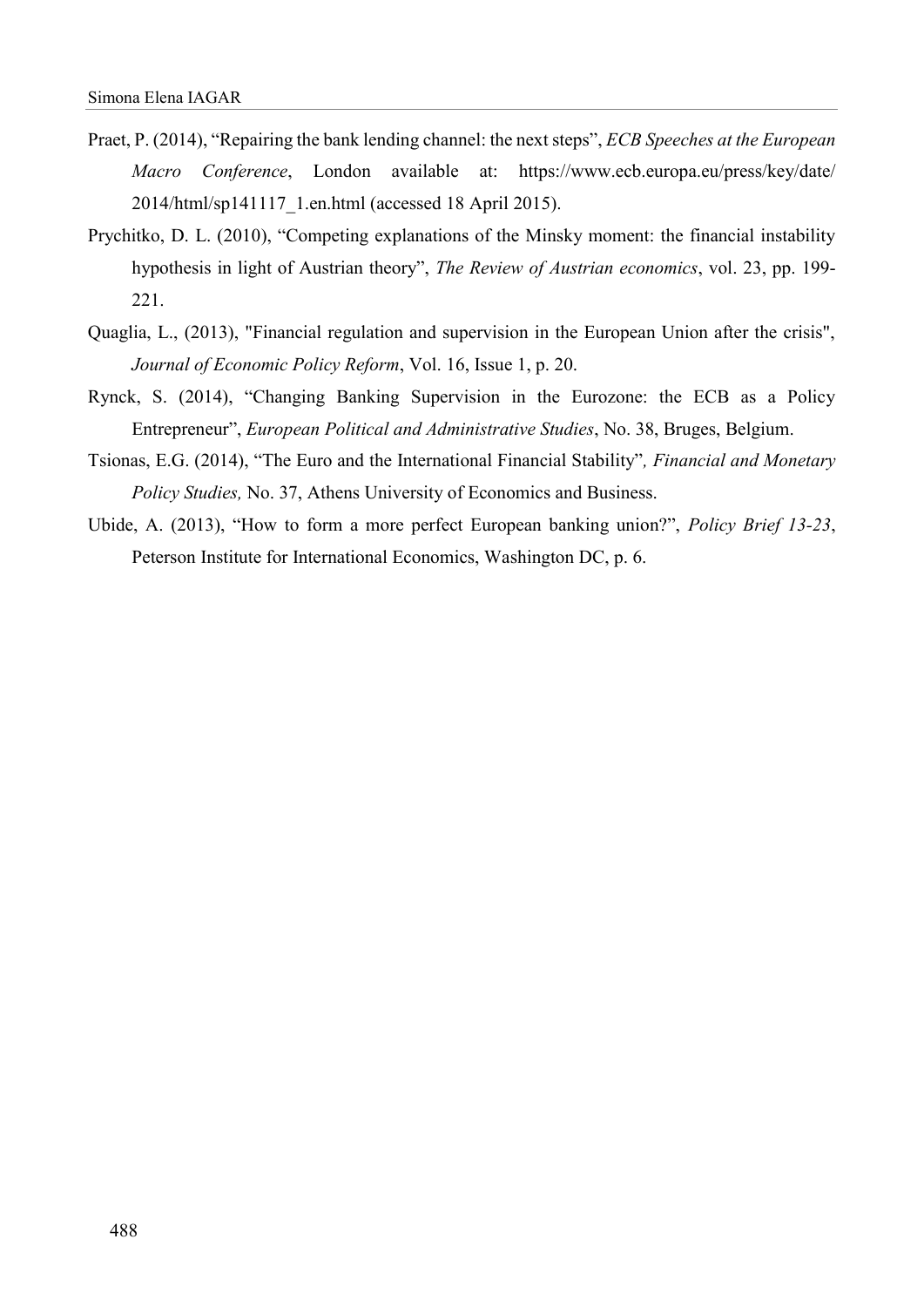Praet, P. (2014), "Repairing the bank lending channel: the next steps", *ECB Speeches at the European Macro Conference*, London available at: https://www.ecb.europa.eu/press/key/date/2014/html/sp141117_1.en.html (accessed 18 April 2015).

Prychitko, D. L. (2010), "Competing explanations of the Minsky moment: the financial instability hypothesis in light of Austrian theory", *The Review of Austrian economics*, vol. 23, pp. 199-221.

Quaglia, L., (2013), "Financial regulation and supervision in the European Union after the crisis", *Journal of Economic Policy Reform*, Vol. 16, Issue 1, p. 20.

Rynck, S. (2014), "Changing Banking Supervision in the Eurozone: the ECB as a Policy Entrepreneur", *European Political and Administrative Studies*, No. 38, Bruges, Belgium.

Tsionas, E.G. (2014), "The Euro and the International Financial Stability"*, Financial and Monetary Policy Studies,* No. 37, Athens University of Economics and Business.

Ubide, A. (2013), "How to form a more perfect European banking union?", *Policy Brief 13-23*, Peterson Institute for International Economics, Washington DC, p. 6.